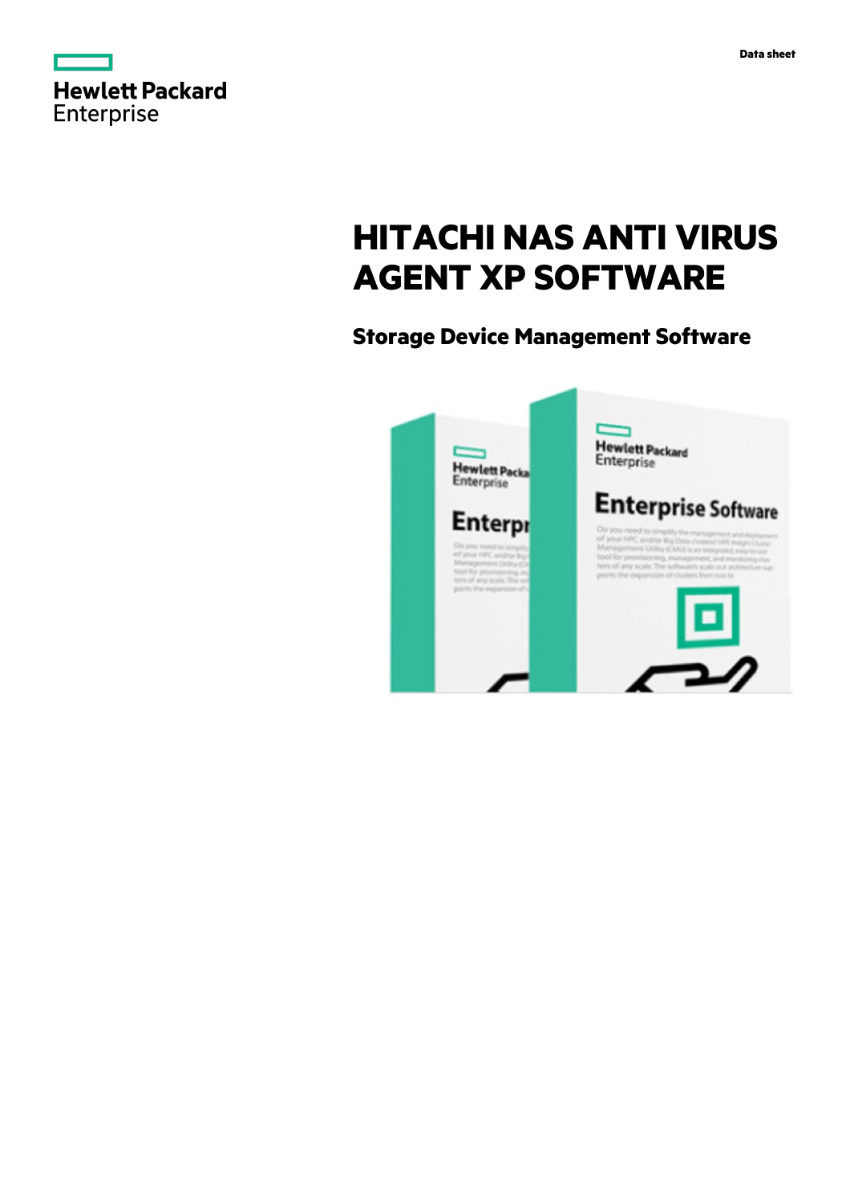Data sheet

# HITACHI NAS ANTI VIRUS AGENT XP SOFTWARE

## Storage Device Management Software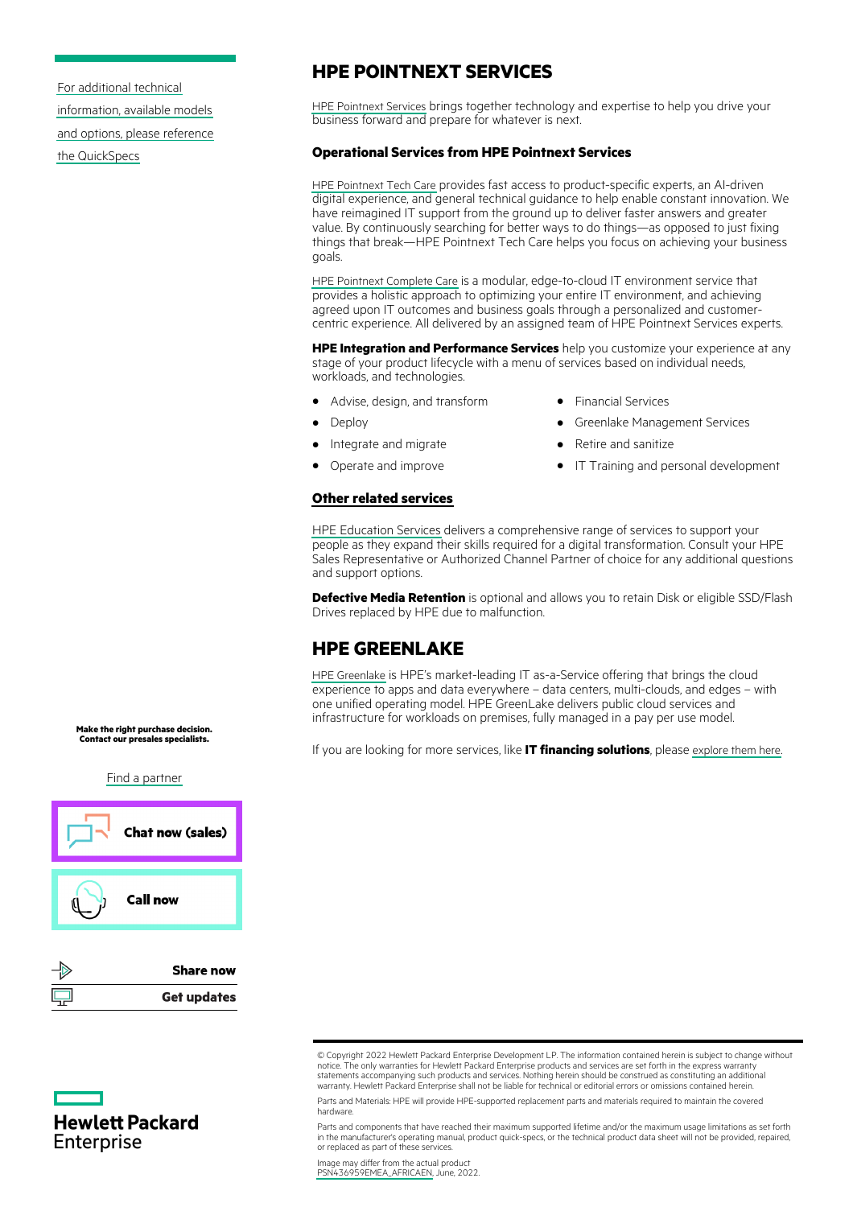For additional technical information, available models and options, please reference the QuickSpecs

## HPE POINTNEXT SERVICES

HPE Pointnext Services brings together technology and expertise to help you drive your business forward and prepare for whatever is next.

### Operational Services from HPE Pointnext Services

HPE Pointnext Tech Care provides fast access to product-specific experts, an AI-driven digital experience, and general technical guidance to help enable constant innovation. We have reimagined IT support from the ground up to deliver faster answers and greater value. By continuously searching for better ways to do things—as opposed to just fixing things that break—HPE Pointnext Tech Care helps you focus on achieving your business goals.

HPE Pointnext Complete Care is a modular, edge-to-cloud IT environment service that provides a holistic approach to optimizing your entire IT environment, and achieving agreed upon IT outcomes and business goals through a personalized and customer-centric experience. All delivered by an assigned team of HPE Pointnext Services experts.

**HPE Integration and Performance Services** help you customize your experience at any stage of your product lifecycle with a menu of services based on individual needs, workloads, and technologies.

- Advise, design, and transform
- Deploy
- Integrate and migrate
- Operate and improve
- Financial Services
- Greenlake Management Services
- Retire and sanitize
- IT Training and personal development

### Other related services

HPE Education Services delivers a comprehensive range of services to support your people as they expand their skills required for a digital transformation. Consult your HPE Sales Representative or Authorized Channel Partner of choice for any additional questions and support options.

**Defective Media Retention** is optional and allows you to retain Disk or eligible SSD/Flash Drives replaced by HPE due to malfunction.

## HPE GREENLAKE

HPE Greenlake is HPE's market-leading IT as-a-Service offering that brings the cloud experience to apps and data everywhere – data centers, multi-clouds, and edges – with one unified operating model. HPE GreenLake delivers public cloud services and infrastructure for workloads on premises, fully managed in a pay per use model.

If you are looking for more services, like **IT financing solutions**, please explore them here.

**Make the right purchase decision. Contact our presales specialists.**

Find a partner

Chat now (sales)

Call now

Share now

Get updates

© Copyright 2022 Hewlett Packard Enterprise Development LP. The information contained herein is subject to change without notice. The only warranties for Hewlett Packard Enterprise products and services are set forth in the express warranty statements accompanying such products and services. Nothing herein should be construed as constituting an additional warranty. Hewlett Packard Enterprise shall not be liable for technical or editorial errors or omissions contained herein.

Parts and Materials: HPE will provide HPE-supported replacement parts and materials required to maintain the covered hardware.

Parts and components that have reached their maximum supported lifetime and/or the maximum usage limitations as set forth in the manufacturer's operating manual, product quick-specs, or the technical product data sheet will not be provided, repaired, or replaced as part of these services.

Image may differ from the actual product
PSN436959EMEA_AFRICAEN, June, 2022.

Hewlett Packard Enterprise